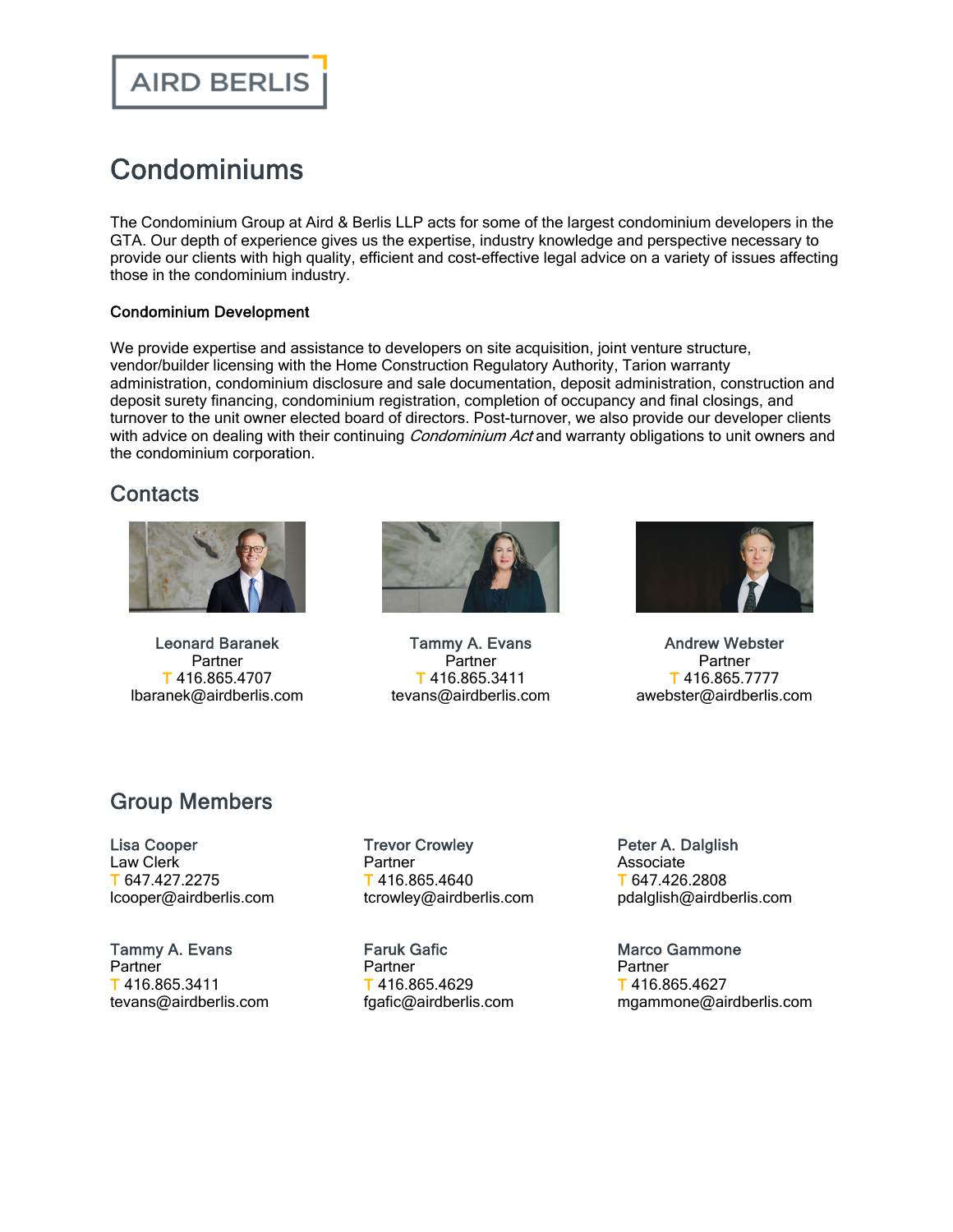AIRD BERLIS

# Condominiums

The Condominium Group at Aird & Berlis LLP acts for some of the largest condominium developers in the GTA. Our depth of experience gives us the expertise, industry knowledge and perspective necessary to provide our clients with high quality, efficient and cost-effective legal advice on a variety of issues affecting those in the condominium industry.

**Condominium Development**

We provide expertise and assistance to developers on site acquisition, joint venture structure, vendor/builder licensing with the Home Construction Regulatory Authority, Tarion warranty administration, condominium disclosure and sale documentation, deposit administration, construction and deposit surety financing, condominium registration, completion of occupancy and final closings, and turnover to the unit owner elected board of directors. Post-turnover, we also provide our developer clients with advice on dealing with their continuing *Condominium Act* and warranty obligations to unit owners and the condominium corporation.

## Contacts

**Leonard Baranek**
Partner
T 416.865.4707
lbaranek@airdberlis.com

**Tammy A. Evans**
Partner
T 416.865.3411
tevans@airdberlis.com

**Andrew Webster**
Partner
T 416.865.7777
awebster@airdberlis.com

## Group Members

**Lisa Cooper**
Law Clerk
T 647.427.2275
lcooper@airdberlis.com

**Trevor Crowley**
Partner
T 416.865.4640
tcrowley@airdberlis.com

**Peter A. Dalglish**
Associate
T 647.426.2808
pdalglish@airdberlis.com

**Tammy A. Evans**
Partner
T 416.865.3411
tevans@airdberlis.com

**Faruk Gafic**
Partner
T 416.865.4629
fgafic@airdberlis.com

**Marco Gammone**
Partner
T 416.865.4627
mgammone@airdberlis.com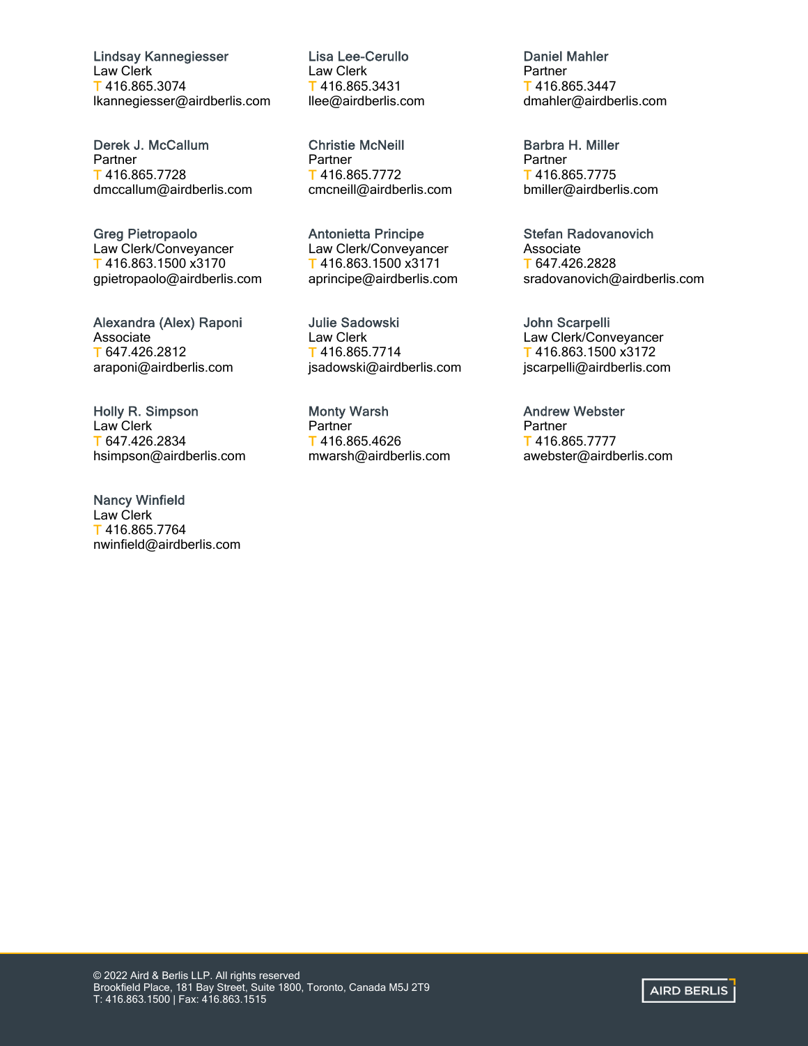**Lindsay Kannegiesser**
Law Clerk
T 416.865.3074
lkannegiesser@airdberlis.com

**Lisa Lee-Cerullo**
Law Clerk
T 416.865.3431
llee@airdberlis.com

**Daniel Mahler**
Partner
T 416.865.3447
dmahler@airdberlis.com

**Derek J. McCallum**
Partner
T 416.865.7728
dmccallum@airdberlis.com

**Christie McNeill**
Partner
T 416.865.7772
cmcneill@airdberlis.com

**Barbra H. Miller**
Partner
T 416.865.7775
bmiller@airdberlis.com

**Greg Pietropaolo**
Law Clerk/Conveyancer
T 416.863.1500 x3170
gpietropaolo@airdberlis.com

**Antonietta Principe**
Law Clerk/Conveyancer
T 416.863.1500 x3171
aprincipe@airdberlis.com

**Stefan Radovanovich**
Associate
T 647.426.2828
sradovanovich@airdberlis.com

**Alexandra (Alex) Raponi**
Associate
T 647.426.2812
araponi@airdberlis.com

**Julie Sadowski**
Law Clerk
T 416.865.7714
jsadowski@airdberlis.com

**John Scarpelli**
Law Clerk/Conveyancer
T 416.863.1500 x3172
jscarpelli@airdberlis.com

**Holly R. Simpson**
Law Clerk
T 647.426.2834
hsimpson@airdberlis.com

**Monty Warsh**
Partner
T 416.865.4626
mwarsh@airdberlis.com

**Andrew Webster**
Partner
T 416.865.7777
awebster@airdberlis.com

**Nancy Winfield**
Law Clerk
T 416.865.7764
nwinfield@airdberlis.com

© 2022 Aird & Berlis LLP. All rights reserved
Brookfield Place, 181 Bay Street, Suite 1800, Toronto, Canada M5J 2T9
T: 416.863.1500 | Fax: 416.863.1515

AIRD BERLIS